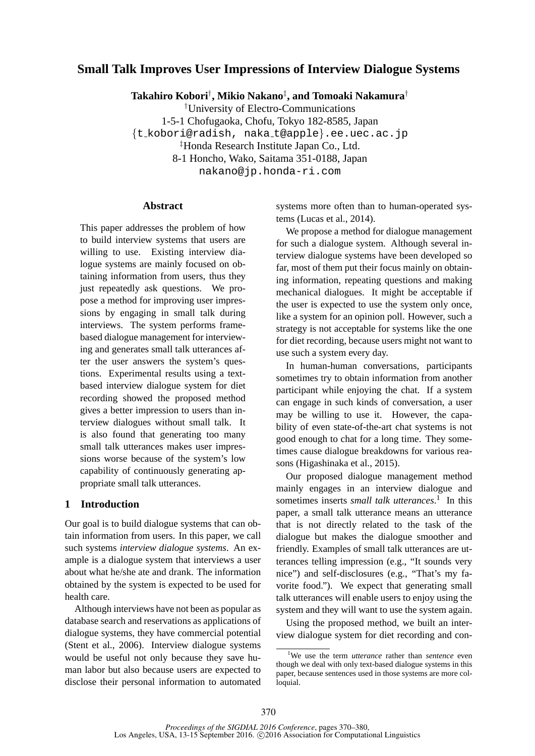# Small Talk Improves User Impressions of Interview Dialogue Systems

**Takahiro Kobori**[†]**, Mikio Nakano**[‡]**, and Tomoaki Nakamura**[†]

[†]University of Electro-Communications
1-5-1 Chofugaoka, Chofu, Tokyo 182-8585, Japan
{t_kobori@radish, naka_t@apple}.ee.uec.ac.jp

[‡]Honda Research Institute Japan Co., Ltd.
8-1 Honcho, Wako, Saitama 351-0188, Japan
nakano@jp.honda-ri.com

## Abstract

This paper addresses the problem of how to build interview systems that users are willing to use. Existing interview dialogue systems are mainly focused on obtaining information from users, thus they just repeatedly ask questions. We propose a method for improving user impressions by engaging in small talk during interviews. The system performs frame-based dialogue management for interviewing and generates small talk utterances after the user answers the system's questions. Experimental results using a text-based interview dialogue system for diet recording showed the proposed method gives a better impression to users than interview dialogues without small talk. It is also found that generating too many small talk utterances makes user impressions worse because of the system's low capability of continuously generating appropriate small talk utterances.

## 1 Introduction

Our goal is to build dialogue systems that can obtain information from users. In this paper, we call such systems *interview dialogue systems*. An example is a dialogue system that interviews a user about what he/she ate and drank. The information obtained by the system is expected to be used for health care.

Although interviews have not been as popular as database search and reservations as applications of dialogue systems, they have commercial potential (Stent et al., 2006). Interview dialogue systems would be useful not only because they save human labor but also because users are expected to disclose their personal information to automated systems more often than to human-operated systems (Lucas et al., 2014).

We propose a method for dialogue management for such a dialogue system. Although several interview dialogue systems have been developed so far, most of them put their focus mainly on obtaining information, repeating questions and making mechanical dialogues. It might be acceptable if the user is expected to use the system only once, like a system for an opinion poll. However, such a strategy is not acceptable for systems like the one for diet recording, because users might not want to use such a system every day.

In human-human conversations, participants sometimes try to obtain information from another participant while enjoying the chat. If a system can engage in such kinds of conversation, a user may be willing to use it. However, the capability of even state-of-the-art chat systems is not good enough to chat for a long time. They sometimes cause dialogue breakdowns for various reasons (Higashinaka et al., 2015).

Our proposed dialogue management method mainly engages in an interview dialogue and sometimes inserts *small talk utterances*.[1] In this paper, a small talk utterance means an utterance that is not directly related to the task of the dialogue but makes the dialogue smoother and friendly. Examples of small talk utterances are utterances telling impression (e.g., "It sounds very nice") and self-disclosures (e.g., "That's my favorite food."). We expect that generating small talk utterances will enable users to enjoy using the system and they will want to use the system again.

Using the proposed method, we built an interview dialogue system for diet recording and con-

[1]We use the term *utterance* rather than *sentence* even though we deal with only text-based dialogue systems in this paper, because sentences used in those systems are more colloquial.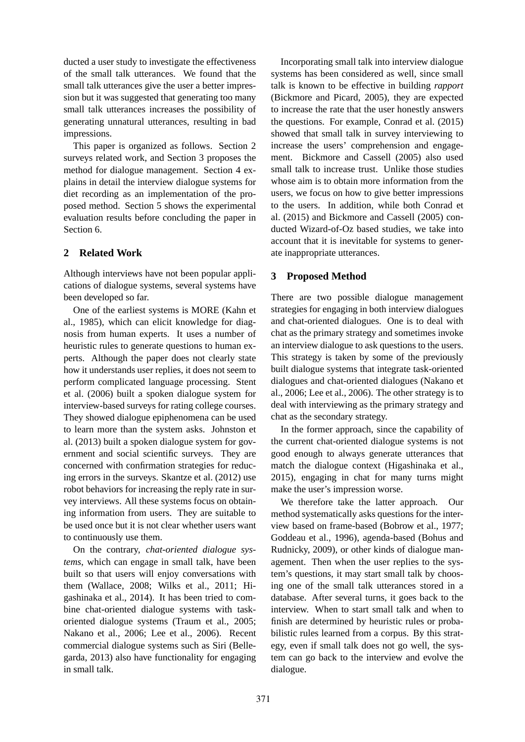ducted a user study to investigate the effectiveness of the small talk utterances. We found that the small talk utterances give the user a better impression but it was suggested that generating too many small talk utterances increases the possibility of generating unnatural utterances, resulting in bad impressions.

This paper is organized as follows. Section 2 surveys related work, and Section 3 proposes the method for dialogue management. Section 4 explains in detail the interview dialogue systems for diet recording as an implementation of the proposed method. Section 5 shows the experimental evaluation results before concluding the paper in Section 6.

## 2 Related Work

Although interviews have not been popular applications of dialogue systems, several systems have been developed so far.

One of the earliest systems is MORE (Kahn et al., 1985), which can elicit knowledge for diagnosis from human experts. It uses a number of heuristic rules to generate questions to human experts. Although the paper does not clearly state how it understands user replies, it does not seem to perform complicated language processing. Stent et al. (2006) built a spoken dialogue system for interview-based surveys for rating college courses. They showed dialogue epiphenomena can be used to learn more than the system asks. Johnston et al. (2013) built a spoken dialogue system for government and social scientific surveys. They are concerned with confirmation strategies for reducing errors in the surveys. Skantze et al. (2012) use robot behaviors for increasing the reply rate in survey interviews. All these systems focus on obtaining information from users. They are suitable to be used once but it is not clear whether users want to continuously use them.

On the contrary, *chat-oriented dialogue systems*, which can engage in small talk, have been built so that users will enjoy conversations with them (Wallace, 2008; Wilks et al., 2011; Higashinaka et al., 2014). It has been tried to combine chat-oriented dialogue systems with task-oriented dialogue systems (Traum et al., 2005; Nakano et al., 2006; Lee et al., 2006). Recent commercial dialogue systems such as Siri (Bellegarda, 2013) also have functionality for engaging in small talk.

Incorporating small talk into interview dialogue systems has been considered as well, since small talk is known to be effective in building *rapport* (Bickmore and Picard, 2005), they are expected to increase the rate that the user honestly answers the questions. For example, Conrad et al. (2015) showed that small talk in survey interviewing to increase the users' comprehension and engagement. Bickmore and Cassell (2005) also used small talk to increase trust. Unlike those studies whose aim is to obtain more information from the users, we focus on how to give better impressions to the users. In addition, while both Conrad et al. (2015) and Bickmore and Cassell (2005) conducted Wizard-of-Oz based studies, we take into account that it is inevitable for systems to generate inappropriate utterances.

## 3 Proposed Method

There are two possible dialogue management strategies for engaging in both interview dialogues and chat-oriented dialogues. One is to deal with chat as the primary strategy and sometimes invoke an interview dialogue to ask questions to the users. This strategy is taken by some of the previously built dialogue systems that integrate task-oriented dialogues and chat-oriented dialogues (Nakano et al., 2006; Lee et al., 2006). The other strategy is to deal with interviewing as the primary strategy and chat as the secondary strategy.

In the former approach, since the capability of the current chat-oriented dialogue systems is not good enough to always generate utterances that match the dialogue context (Higashinaka et al., 2015), engaging in chat for many turns might make the user's impression worse.

We therefore take the latter approach. Our method systematically asks questions for the interview based on frame-based (Bobrow et al., 1977; Goddeau et al., 1996), agenda-based (Bohus and Rudnicky, 2009), or other kinds of dialogue management. Then when the user replies to the system's questions, it may start small talk by choosing one of the small talk utterances stored in a database. After several turns, it goes back to the interview. When to start small talk and when to finish are determined by heuristic rules or probabilistic rules learned from a corpus. By this strategy, even if small talk does not go well, the system can go back to the interview and evolve the dialogue.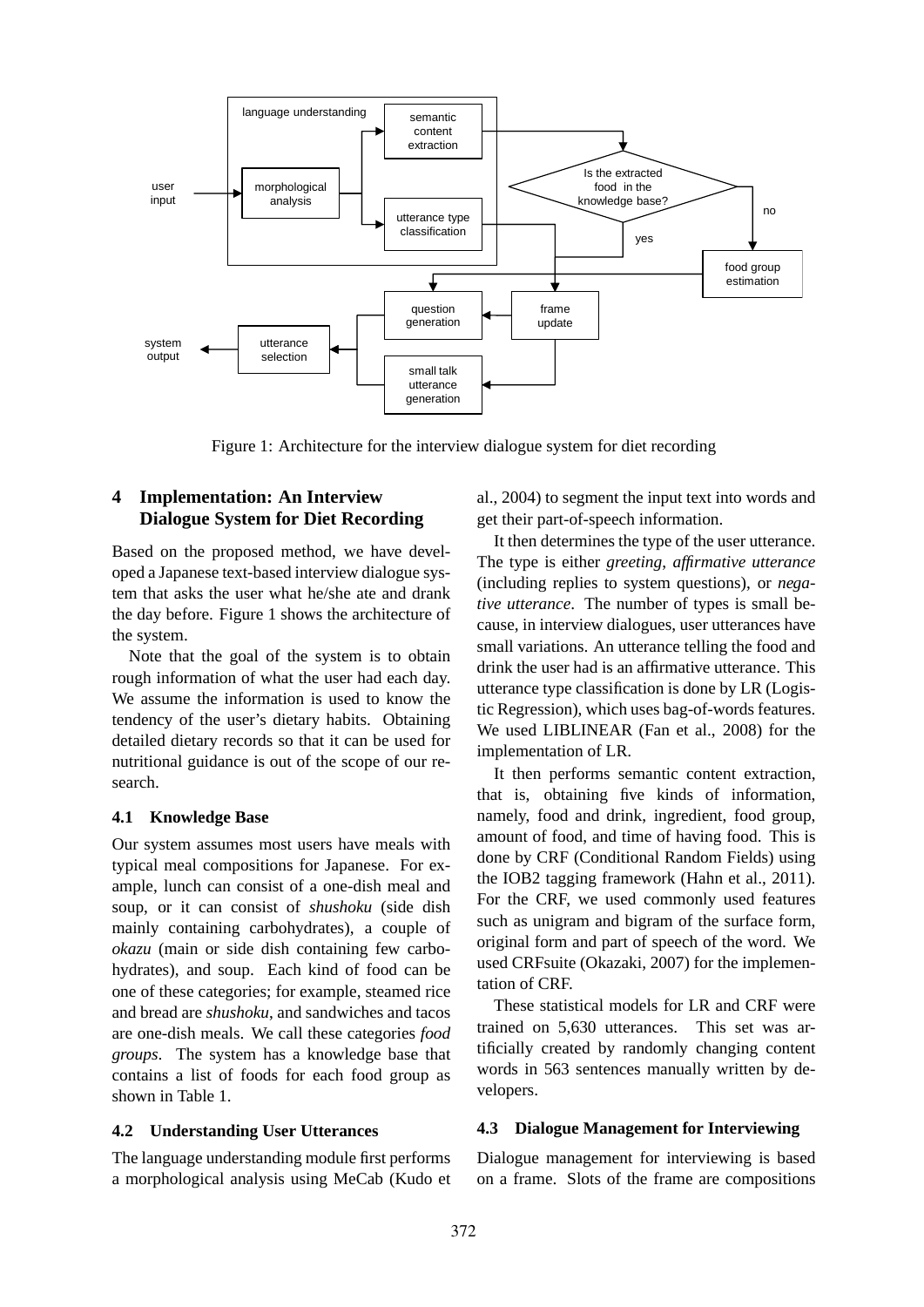Figure 1: Architecture for the interview dialogue system for diet recording

## 4 Implementation: An Interview Dialogue System for Diet Recording

Based on the proposed method, we have developed a Japanese text-based interview dialogue system that asks the user what he/she ate and drank the day before. Figure 1 shows the architecture of the system.

Note that the goal of the system is to obtain rough information of what the user had each day. We assume the information is used to know the tendency of the user's dietary habits. Obtaining detailed dietary records so that it can be used for nutritional guidance is out of the scope of our research.

### 4.1 Knowledge Base

Our system assumes most users have meals with typical meal compositions for Japanese. For example, lunch can consist of a one-dish meal and soup, or it can consist of *shushoku* (side dish mainly containing carbohydrates), a couple of *okazu* (main or side dish containing few carbohydrates), and soup. Each kind of food can be one of these categories; for example, steamed rice and bread are *shushoku*, and sandwiches and tacos are one-dish meals. We call these categories *food groups*. The system has a knowledge base that contains a list of foods for each food group as shown in Table 1.

### 4.2 Understanding User Utterances

The language understanding module first performs a morphological analysis using MeCab (Kudo et al., 2004) to segment the input text into words and get their part-of-speech information.

It then determines the type of the user utterance. The type is either *greeting*, *affirmative utterance* (including replies to system questions), or *negative utterance*. The number of types is small because, in interview dialogues, user utterances have small variations. An utterance telling the food and drink the user had is an affirmative utterance. This utterance type classification is done by LR (Logistic Regression), which uses bag-of-words features. We used LIBLINEAR (Fan et al., 2008) for the implementation of LR.

It then performs semantic content extraction, that is, obtaining five kinds of information, namely, food and drink, ingredient, food group, amount of food, and time of having food. This is done by CRF (Conditional Random Fields) using the IOB2 tagging framework (Hahn et al., 2011). For the CRF, we used commonly used features such as unigram and bigram of the surface form, original form and part of speech of the word. We used CRFsuite (Okazaki, 2007) for the implementation of CRF.

These statistical models for LR and CRF were trained on 5,630 utterances. This set was artificially created by randomly changing content words in 563 sentences manually written by developers.

### 4.3 Dialogue Management for Interviewing

Dialogue management for interviewing is based on a frame. Slots of the frame are compositions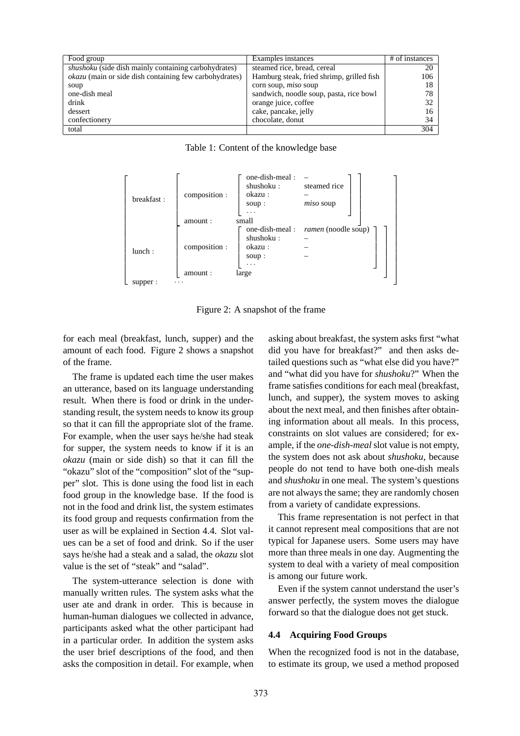| Food group | Examples instances | # of instances |
|---|---|---|
| *shushoku* (side dish mainly containing carbohydrates) | steamed rice, bread, cereal | 20 |
| *okazu* (main or side dish containing few carbohydrates) | Hamburg steak, fried shrimp, grilled fish | 106 |
| soup | corn soup, *miso* soup | 18 |
| one-dish meal | sandwich, noodle soup, pasta, rice bowl | 78 |
| drink | orange juice, coffee | 32 |
| dessert | cake, pancake, jelly | 16 |
| confectionery | chocolate, donut | 34 |
| total | | 304 |

Table 1: Content of the knowledge base

```
breakfast : [ composition : [ one-dish-meal : –
                              shushoku :      steamed rice
                              okazu :         –
                              soup :          miso soup
                              ... ]
              amount :        small ]
lunch :     [ composition : [ one-dish-meal : ramen (noodle soup)
                              shushoku :      –
                              okazu :         –
                              soup :          –
                              ... ]
              amount :        large ]
supper :    ...
```

Figure 2: A snapshot of the frame

for each meal (breakfast, lunch, supper) and the amount of each food. Figure 2 shows a snapshot of the frame.

The frame is updated each time the user makes an utterance, based on its language understanding result. When there is food or drink in the understanding result, the system needs to know its group so that it can fill the appropriate slot of the frame. For example, when the user says he/she had steak for supper, the system needs to know if it is an *okazu* (main or side dish) so that it can fill the "okazu" slot of the "composition" slot of the "supper" slot. This is done using the food list in each food group in the knowledge base. If the food is not in the food and drink list, the system estimates its food group and requests confirmation from the user as will be explained in Section 4.4. Slot values can be a set of food and drink. So if the user says he/she had a steak and a salad, the *okazu* slot value is the set of "steak" and "salad".

The system-utterance selection is done with manually written rules. The system asks what the user ate and drank in order. This is because in human-human dialogues we collected in advance, participants asked what the other participant had in a particular order. In addition the system asks the user brief descriptions of the food, and then asks the composition in detail. For example, when asking about breakfast, the system asks first "what did you have for breakfast?" and then asks detailed questions such as "what else did you have?" and "what did you have for *shushoku*?" When the frame satisfies conditions for each meal (breakfast, lunch, and supper), the system moves to asking about the next meal, and then finishes after obtaining information about all meals. In this process, constraints on slot values are considered; for example, if the *one-dish-meal* slot value is not empty, the system does not ask about *shushoku*, because people do not tend to have both one-dish meals and *shushoku* in one meal. The system's questions are not always the same; they are randomly chosen from a variety of candidate expressions.

This frame representation is not perfect in that it cannot represent meal compositions that are not typical for Japanese users. Some users may have more than three meals in one day. Augmenting the system to deal with a variety of meal composition is among our future work.

Even if the system cannot understand the user's answer perfectly, the system moves the dialogue forward so that the dialogue does not get stuck.

### 4.4 Acquiring Food Groups

When the recognized food is not in the database, to estimate its group, we used a method proposed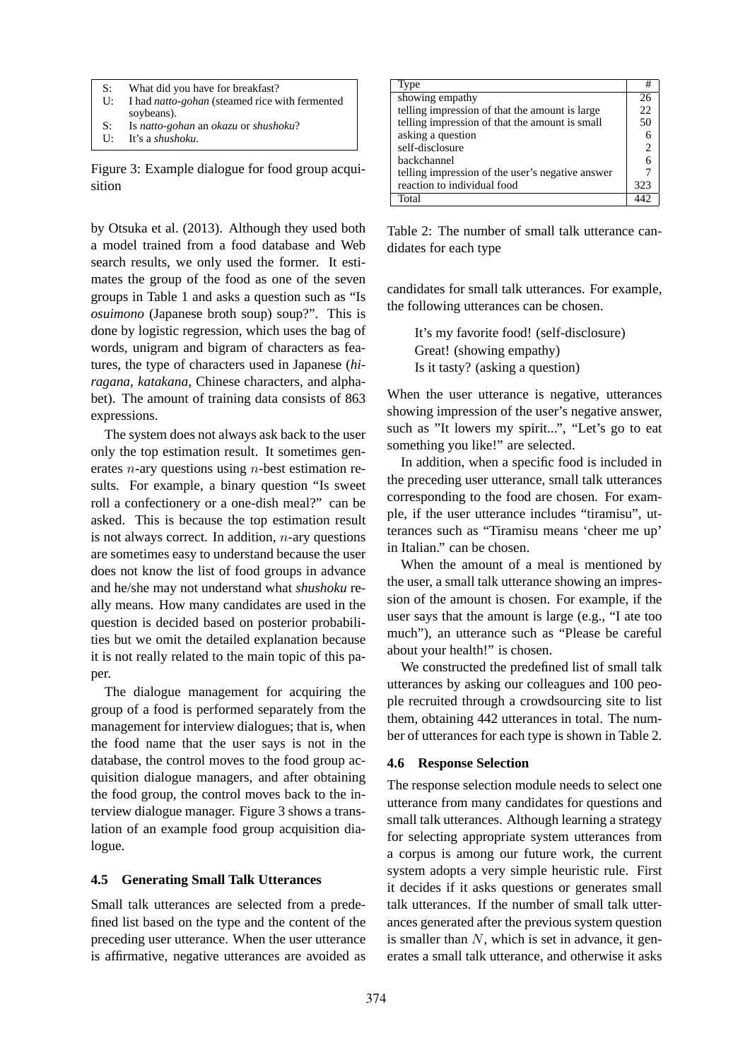| | |
|---|---|
| S: | What did you have for breakfast? |
| U: | I had *natto-gohan* (steamed rice with fermented soybeans). |
| S: | Is *natto-gohan* an *okazu* or *shushoku*? |
| U: | It's a *shushoku*. |

Figure 3: Example dialogue for food group acquisition

by Otsuka et al. (2013). Although they used both a model trained from a food database and Web search results, we only used the former. It estimates the group of the food as one of the seven groups in Table 1 and asks a question such as "Is *osuimono* (Japanese broth soup) soup?". This is done by logistic regression, which uses the bag of words, unigram and bigram of characters as features, the type of characters used in Japanese (*hiragana*, *katakana*, Chinese characters, and alphabet). The amount of training data consists of 863 expressions.

The system does not always ask back to the user only the top estimation result. It sometimes generates $n$-ary questions using $n$-best estimation results. For example, a binary question "Is sweet roll a confectionery or a one-dish meal?" can be asked. This is because the top estimation result is not always correct. In addition, $n$-ary questions are sometimes easy to understand because the user does not know the list of food groups in advance and he/she may not understand what *shushoku* really means. How many candidates are used in the question is decided based on posterior probabilities but we omit the detailed explanation because it is not really related to the main topic of this paper.

The dialogue management for acquiring the group of a food is performed separately from the management for interview dialogues; that is, when the food name that the user says is not in the database, the control moves to the food group acquisition dialogue managers, and after obtaining the food group, the control moves back to the interview dialogue manager. Figure 3 shows a translation of an example food group acquisition dialogue.

### 4.5 Generating Small Talk Utterances

Small talk utterances are selected from a predefined list based on the type and the content of the preceding user utterance. When the user utterance is affirmative, negative utterances are avoided as candidates for small talk utterances. For example, the following utterances can be chosen.

> It's my favorite food! (self-disclosure)
> Great! (showing empathy)
> Is it tasty? (asking a question)

When the user utterance is negative, utterances showing impression of the user's negative answer, such as "It lowers my spirit...", "Let's go to eat something you like!" are selected.

In addition, when a specific food is included in the preceding user utterance, small talk utterances corresponding to the food are chosen. For example, if the user utterance includes "tiramisu", utterances such as "Tiramisu means 'cheer me up' in Italian." can be chosen.

When the amount of a meal is mentioned by the user, a small talk utterance showing an impression of the amount is chosen. For example, if the user says that the amount is large (e.g., "I ate too much"), an utterance such as "Please be careful about your health!" is chosen.

We constructed the predefined list of small talk utterances by asking our colleagues and 100 people recruited through a crowdsourcing site to list them, obtaining 442 utterances in total. The number of utterances for each type is shown in Table 2.

| Type | # |
|---|---|
| showing empathy | 26 |
| telling impression of that the amount is large | 22 |
| telling impression of that the amount is small | 50 |
| asking a question | 6 |
| self-disclosure | 2 |
| backchannel | 6 |
| telling impression of the user's negative answer | 7 |
| reaction to individual food | 323 |
| Total | 442 |

Table 2: The number of small talk utterance candidates for each type

### 4.6 Response Selection

The response selection module needs to select one utterance from many candidates for questions and small talk utterances. Although learning a strategy for selecting appropriate system utterances from a corpus is among our future work, the current system adopts a very simple heuristic rule. First it decides if it asks questions or generates small talk utterances. If the number of small talk utterances generated after the previous system question is smaller than $N$, which is set in advance, it generates a small talk utterance, and otherwise it asks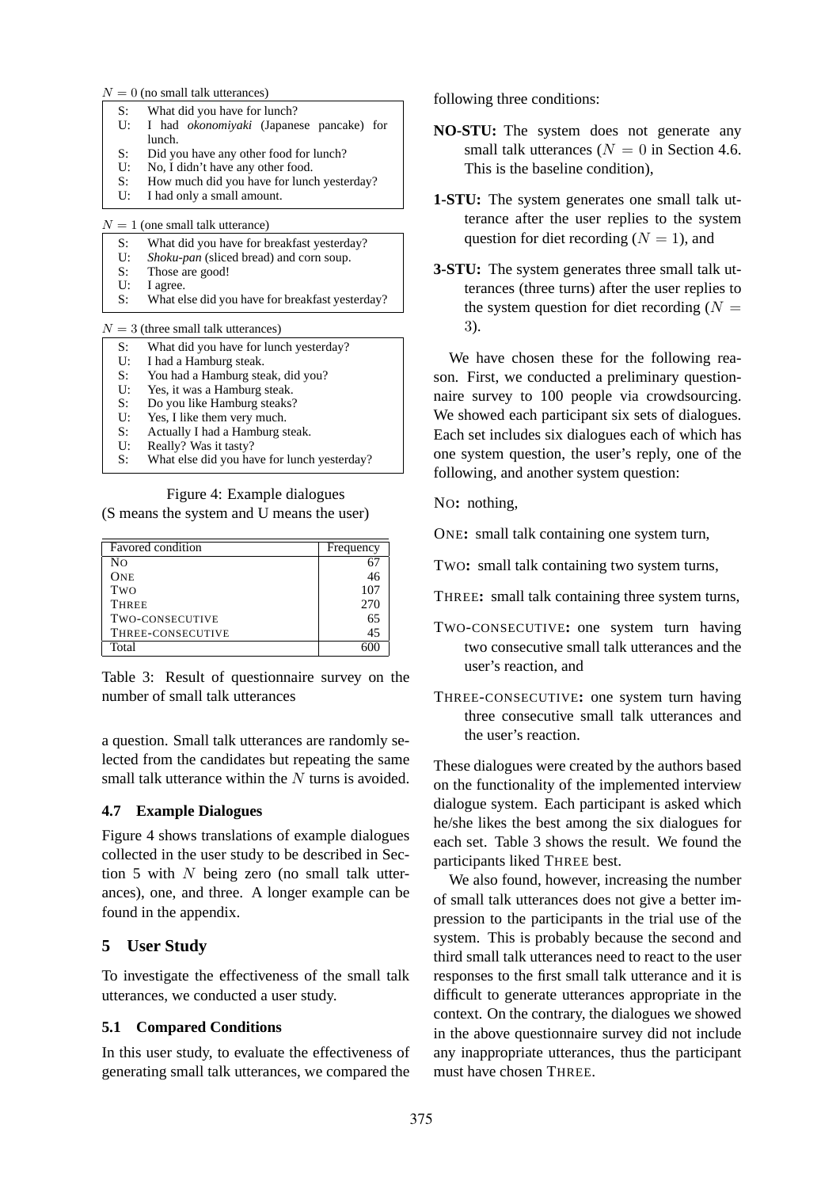$N = 0$ (no small talk utterances)

| | |
|---|---|
| S: | What did you have for lunch? |
| U: | I had *okonomiyaki* (Japanese pancake) for lunch. |
| S: | Did you have any other food for lunch? |
| U: | No, I didn't have any other food. |
| S: | How much did you have for lunch yesterday? |
| U: | I had only a small amount. |

$N = 1$ (one small talk utterance)

| | |
|---|---|
| S: | What did you have for breakfast yesterday? |
| U: | *Shoku-pan* (sliced bread) and corn soup. |
| S: | Those are good! |
| U: | I agree. |
| S: | What else did you have for breakfast yesterday? |

$N = 3$ (three small talk utterances)

| | |
|---|---|
| S: | What did you have for lunch yesterday? |
| U: | I had a Hamburg steak. |
| S: | You had a Hamburg steak, did you? |
| U: | Yes, it was a Hamburg steak. |
| S: | Do you like Hamburg steaks? |
| U: | Yes, I like them very much. |
| S: | Actually I had a Hamburg steak. |
| U: | Really? Was it tasty? |
| S: | What else did you have for lunch yesterday? |

Figure 4: Example dialogues
(S means the system and U means the user)

| Favored condition | Frequency |
|---|---|
| NO | 67 |
| ONE | 46 |
| TWO | 107 |
| THREE | 270 |
| TWO-CONSECUTIVE | 65 |
| THREE-CONSECUTIVE | 45 |
| Total | 600 |

Table 3: Result of questionnaire survey on the number of small talk utterances

a question. Small talk utterances are randomly selected from the candidates but repeating the same small talk utterance within the $N$ turns is avoided.

### 4.7 Example Dialogues

Figure 4 shows translations of example dialogues collected in the user study to be described in Section 5 with $N$ being zero (no small talk utterances), one, and three. A longer example can be found in the appendix.

## 5 User Study

To investigate the effectiveness of the small talk utterances, we conducted a user study.

### 5.1 Compared Conditions

In this user study, to evaluate the effectiveness of generating small talk utterances, we compared the following three conditions:

**NO-STU:** The system does not generate any small talk utterances ($N = 0$ in Section 4.6. This is the baseline condition),

**1-STU:** The system generates one small talk utterance after the user replies to the system question for diet recording ($N = 1$), and

**3-STU:** The system generates three small talk utterances (three turns) after the user replies to the system question for diet recording ($N = 3$).

We have chosen these for the following reason. First, we conducted a preliminary questionnaire survey to 100 people via crowdsourcing. We showed each participant six sets of dialogues. Each set includes six dialogues each of which has one system question, the user's reply, one of the following, and another system question:

NO**:** nothing,

ONE**:** small talk containing one system turn,

TWO**:** small talk containing two system turns,

THREE**:** small talk containing three system turns,

TWO-CONSECUTIVE**:** one system turn having two consecutive small talk utterances and the user's reaction, and

THREE-CONSECUTIVE**:** one system turn having three consecutive small talk utterances and the user's reaction.

These dialogues were created by the authors based on the functionality of the implemented interview dialogue system. Each participant is asked which he/she likes the best among the six dialogues for each set. Table 3 shows the result. We found the participants liked THREE best.

We also found, however, increasing the number of small talk utterances does not give a better impression to the participants in the trial use of the system. This is probably because the second and third small talk utterances need to react to the user responses to the first small talk utterance and it is difficult to generate utterances appropriate in the context. On the contrary, the dialogues we showed in the above questionnaire survey did not include any inappropriate utterances, thus the participant must have chosen THREE.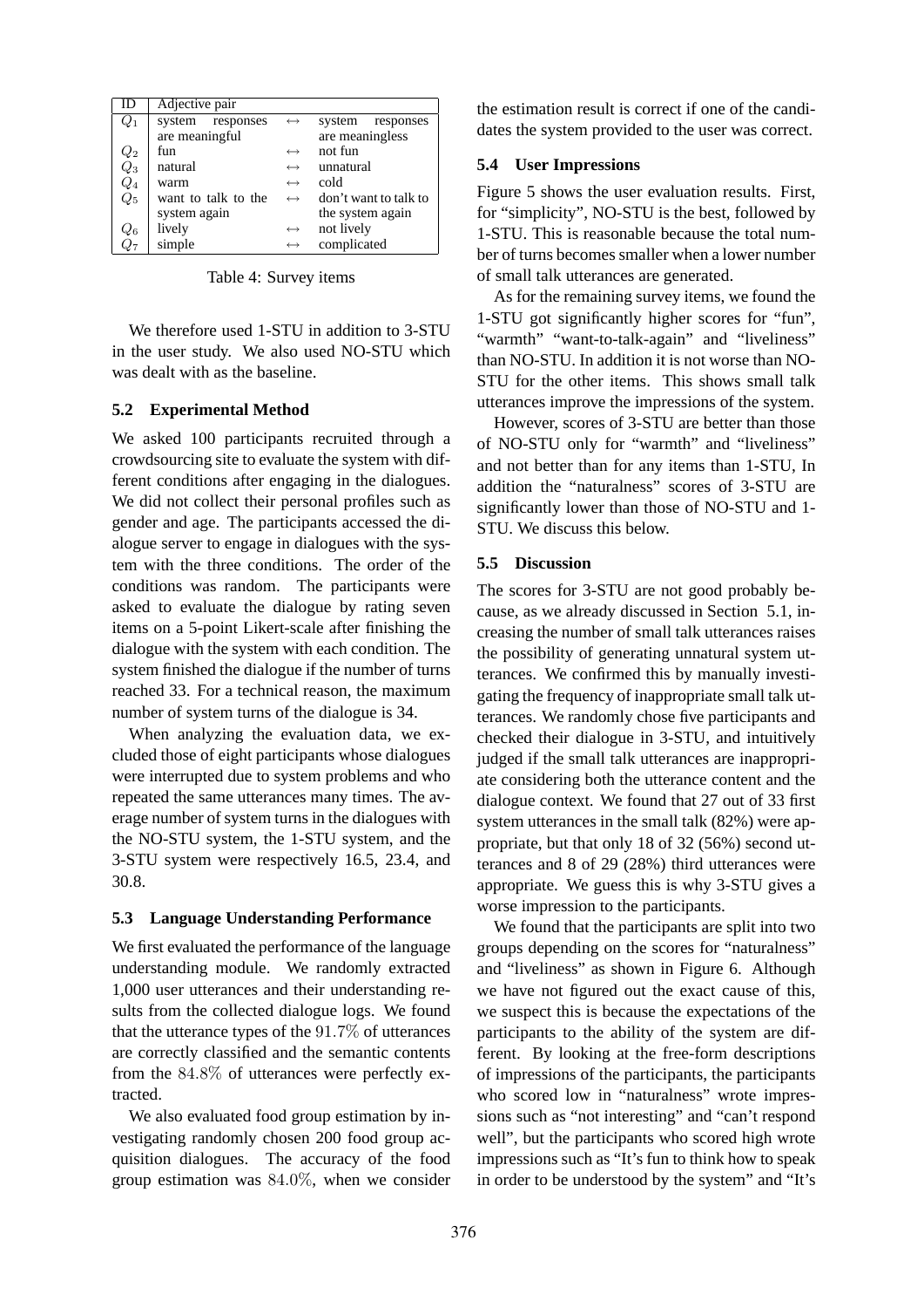| ID | Adjective pair | | |
|---|---|---|---|
| $Q_1$ | system responses are meaningful | $\leftrightarrow$ | system responses are meaningless |
| $Q_2$ | fun | $\leftrightarrow$ | not fun |
| $Q_3$ | natural | $\leftrightarrow$ | unnatural |
| $Q_4$ | warm | $\leftrightarrow$ | cold |
| $Q_5$ | want to talk to the system again | $\leftrightarrow$ | don't want to talk to the system again |
| $Q_6$ | lively | $\leftrightarrow$ | not lively |
| $Q_7$ | simple | $\leftrightarrow$ | complicated |

Table 4: Survey items

We therefore used 1-STU in addition to 3-STU in the user study. We also used NO-STU which was dealt with as the baseline.

### 5.2 Experimental Method

We asked 100 participants recruited through a crowdsourcing site to evaluate the system with different conditions after engaging in the dialogues. We did not collect their personal profiles such as gender and age. The participants accessed the dialogue server to engage in dialogues with the system with the three conditions. The order of the conditions was random. The participants were asked to evaluate the dialogue by rating seven items on a 5-point Likert-scale after finishing the dialogue with the system with each condition. The system finished the dialogue if the number of turns reached 33. For a technical reason, the maximum number of system turns of the dialogue is 34.

When analyzing the evaluation data, we excluded those of eight participants whose dialogues were interrupted due to system problems and who repeated the same utterances many times. The average number of system turns in the dialogues with the NO-STU system, the 1-STU system, and the 3-STU system were respectively 16.5, 23.4, and 30.8.

### 5.3 Language Understanding Performance

We first evaluated the performance of the language understanding module. We randomly extracted 1,000 user utterances and their understanding results from the collected dialogue logs. We found that the utterance types of the $91.7\%$ of utterances are correctly classified and the semantic contents from the $84.8\%$ of utterances were perfectly extracted.

We also evaluated food group estimation by investigating randomly chosen 200 food group acquisition dialogues. The accuracy of the food group estimation was $84.0\%$, when we consider the estimation result is correct if one of the candidates the system provided to the user was correct.

### 5.4 User Impressions

Figure 5 shows the user evaluation results. First, for "simplicity", NO-STU is the best, followed by 1-STU. This is reasonable because the total number of turns becomes smaller when a lower number of small talk utterances are generated.

As for the remaining survey items, we found the 1-STU got significantly higher scores for "fun", "warmth" "want-to-talk-again" and "liveliness" than NO-STU. In addition it is not worse than NO-STU for the other items. This shows small talk utterances improve the impressions of the system.

However, scores of 3-STU are better than those of NO-STU only for "warmth" and "liveliness" and not better than for any items than 1-STU, In addition the "naturalness" scores of 3-STU are significantly lower than those of NO-STU and 1-STU. We discuss this below.

### 5.5 Discussion

The scores for 3-STU are not good probably because, as we already discussed in Section 5.1, increasing the number of small talk utterances raises the possibility of generating unnatural system utterances. We confirmed this by manually investigating the frequency of inappropriate small talk utterances. We randomly chose five participants and checked their dialogue in 3-STU, and intuitively judged if the small talk utterances are inappropriate considering both the utterance content and the dialogue context. We found that 27 out of 33 first system utterances in the small talk (82%) were appropriate, but that only 18 of 32 (56%) second utterances and 8 of 29 (28%) third utterances were appropriate. We guess this is why 3-STU gives a worse impression to the participants.

We found that the participants are split into two groups depending on the scores for "naturalness" and "liveliness" as shown in Figure 6. Although we have not figured out the exact cause of this, we suspect this is because the expectations of the participants to the ability of the system are different. By looking at the free-form descriptions of impressions of the participants, the participants who scored low in "naturalness" wrote impressions such as "not interesting" and "can't respond well", but the participants who scored high wrote impressions such as "It's fun to think how to speak in order to be understood by the system" and "It's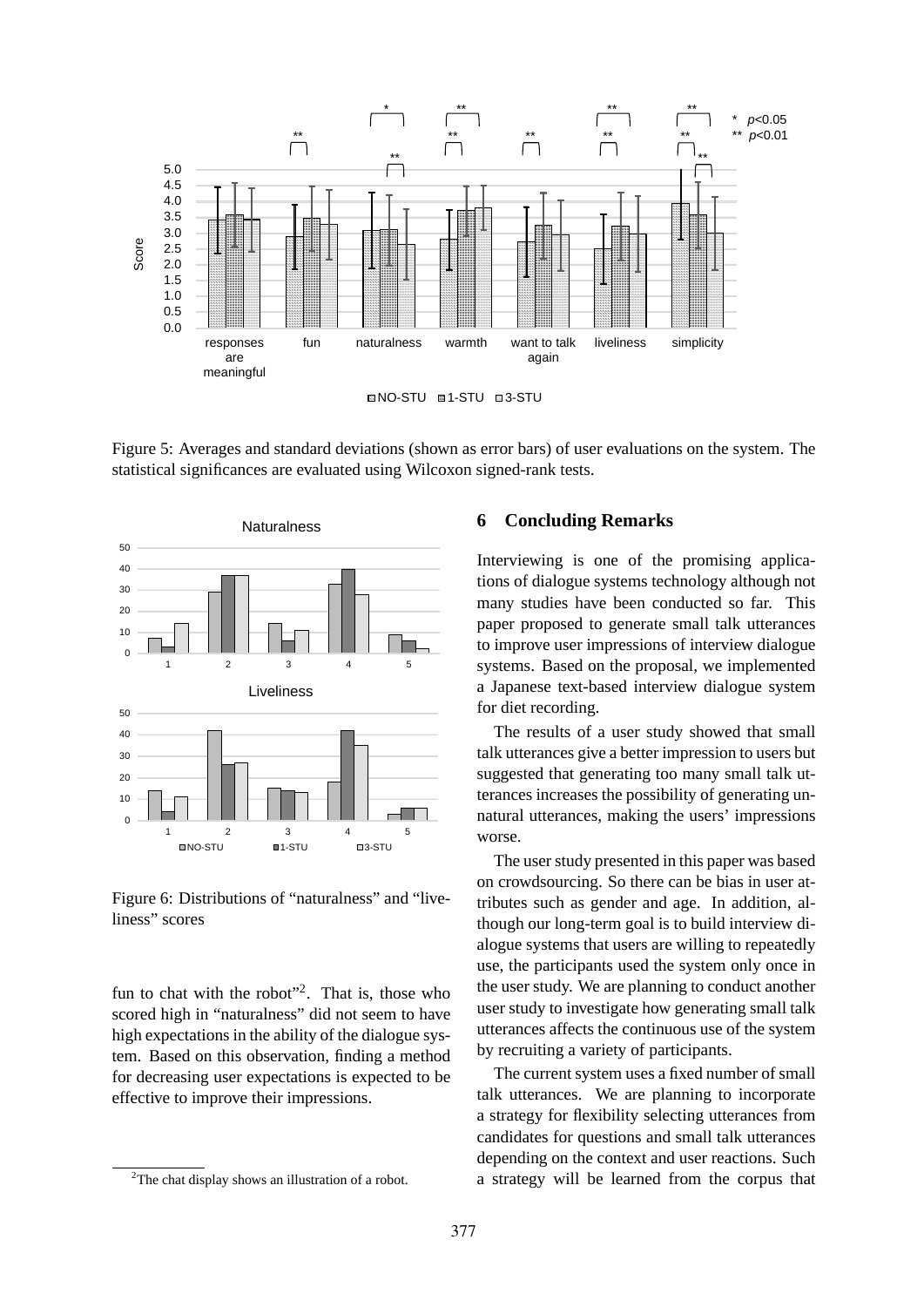Figure 5: Averages and standard deviations (shown as error bars) of user evaluations on the system. The statistical significances are evaluated using Wilcoxon signed-rank tests.

Figure 6: Distributions of "naturalness" and "liveliness" scores

fun to chat with the robot"[2]. That is, those who scored high in "naturalness" did not seem to have high expectations in the ability of the dialogue system. Based on this observation, finding a method for decreasing user expectations is expected to be effective to improve their impressions.

## 6 Concluding Remarks

Interviewing is one of the promising applications of dialogue systems technology although not many studies have been conducted so far. This paper proposed to generate small talk utterances to improve user impressions of interview dialogue systems. Based on the proposal, we implemented a Japanese text-based interview dialogue system for diet recording.

The results of a user study showed that small talk utterances give a better impression to users but suggested that generating too many small talk utterances increases the possibility of generating unnatural utterances, making the users' impressions worse.

The user study presented in this paper was based on crowdsourcing. So there can be bias in user attributes such as gender and age. In addition, although our long-term goal is to build interview dialogue systems that users are willing to repeatedly use, the participants used the system only once in the user study. We are planning to conduct another user study to investigate how generating small talk utterances affects the continuous use of the system by recruiting a variety of participants.

The current system uses a fixed number of small talk utterances. We are planning to incorporate a strategy for flexibility selecting utterances from candidates for questions and small talk utterances depending on the context and user reactions. Such a strategy will be learned from the corpus that

[2]The chat display shows an illustration of a robot.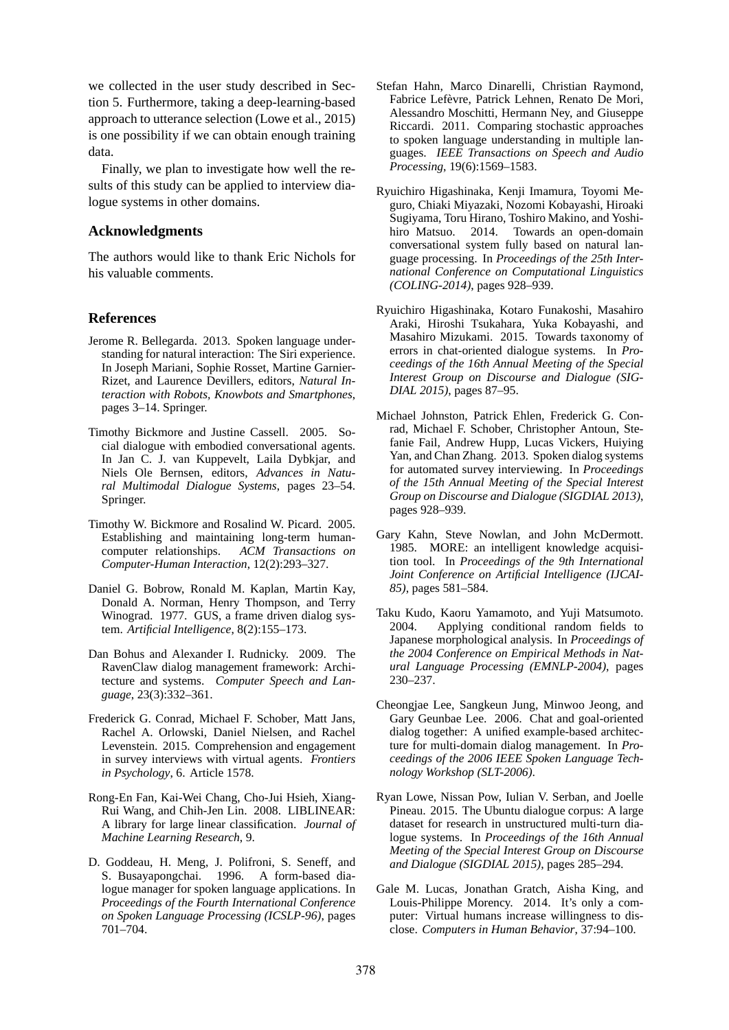we collected in the user study described in Section 5. Furthermore, taking a deep-learning-based approach to utterance selection (Lowe et al., 2015) is one possibility if we can obtain enough training data.

Finally, we plan to investigate how well the results of this study can be applied to interview dialogue systems in other domains.

## Acknowledgments

The authors would like to thank Eric Nichols for his valuable comments.

## References

Jerome R. Bellegarda. 2013. Spoken language understanding for natural interaction: The Siri experience. In Joseph Mariani, Sophie Rosset, Martine Garnier-Rizet, and Laurence Devillers, editors, *Natural Interaction with Robots, Knowbots and Smartphones*, pages 3–14. Springer.

Timothy Bickmore and Justine Cassell. 2005. Social dialogue with embodied conversational agents. In Jan C. J. van Kuppevelt, Laila Dybkjar, and Niels Ole Bernsen, editors, *Advances in Natural Multimodal Dialogue Systems*, pages 23–54. Springer.

Timothy W. Bickmore and Rosalind W. Picard. 2005. Establishing and maintaining long-term human-computer relationships. *ACM Transactions on Computer-Human Interaction*, 12(2):293–327.

Daniel G. Bobrow, Ronald M. Kaplan, Martin Kay, Donald A. Norman, Henry Thompson, and Terry Winograd. 1977. GUS, a frame driven dialog system. *Artificial Intelligence*, 8(2):155–173.

Dan Bohus and Alexander I. Rudnicky. 2009. The RavenClaw dialog management framework: Architecture and systems. *Computer Speech and Language*, 23(3):332–361.

Frederick G. Conrad, Michael F. Schober, Matt Jans, Rachel A. Orlowski, Daniel Nielsen, and Rachel Levenstein. 2015. Comprehension and engagement in survey interviews with virtual agents. *Frontiers in Psychology*, 6. Article 1578.

Rong-En Fan, Kai-Wei Chang, Cho-Jui Hsieh, Xiang-Rui Wang, and Chih-Jen Lin. 2008. LIBLINEAR: A library for large linear classification. *Journal of Machine Learning Research*, 9.

D. Goddeau, H. Meng, J. Polifroni, S. Seneff, and S. Busayapongchai. 1996. A form-based dialogue manager for spoken language applications. In *Proceedings of the Fourth International Conference on Spoken Language Processing (ICSLP-96)*, pages 701–704.

Stefan Hahn, Marco Dinarelli, Christian Raymond, Fabrice Lefèvre, Patrick Lehnen, Renato De Mori, Alessandro Moschitti, Hermann Ney, and Giuseppe Riccardi. 2011. Comparing stochastic approaches to spoken language understanding in multiple languages. *IEEE Transactions on Speech and Audio Processing*, 19(6):1569–1583.

Ryuichiro Higashinaka, Kenji Imamura, Toyomi Meguro, Chiaki Miyazaki, Nozomi Kobayashi, Hiroaki Sugiyama, Toru Hirano, Toshiro Makino, and Yoshihiro Matsuo. 2014. Towards an open-domain conversational system fully based on natural language processing. In *Proceedings of the 25th International Conference on Computational Linguistics (COLING-2014)*, pages 928–939.

Ryuichiro Higashinaka, Kotaro Funakoshi, Masahiro Araki, Hiroshi Tsukahara, Yuka Kobayashi, and Masahiro Mizukami. 2015. Towards taxonomy of errors in chat-oriented dialogue systems. In *Proceedings of the 16th Annual Meeting of the Special Interest Group on Discourse and Dialogue (SIGDIAL 2015)*, pages 87–95.

Michael Johnston, Patrick Ehlen, Frederick G. Conrad, Michael F. Schober, Christopher Antoun, Stefanie Fail, Andrew Hupp, Lucas Vickers, Huiying Yan, and Chan Zhang. 2013. Spoken dialog systems for automated survey interviewing. In *Proceedings of the 15th Annual Meeting of the Special Interest Group on Discourse and Dialogue (SIGDIAL 2013)*, pages 928–939.

Gary Kahn, Steve Nowlan, and John McDermott. 1985. MORE: an intelligent knowledge acquisition tool. In *Proceedings of the 9th International Joint Conference on Artificial Intelligence (IJCAI-85)*, pages 581–584.

Taku Kudo, Kaoru Yamamoto, and Yuji Matsumoto. 2004. Applying conditional random fields to Japanese morphological analysis. In *Proceedings of the 2004 Conference on Empirical Methods in Natural Language Processing (EMNLP-2004)*, pages 230–237.

Cheongjae Lee, Sangkeun Jung, Minwoo Jeong, and Gary Geunbae Lee. 2006. Chat and goal-oriented dialog together: A unified example-based architecture for multi-domain dialog management. In *Proceedings of the 2006 IEEE Spoken Language Technology Workshop (SLT-2006)*.

Ryan Lowe, Nissan Pow, Iulian V. Serban, and Joelle Pineau. 2015. The Ubuntu dialogue corpus: A large dataset for research in unstructured multi-turn dialogue systems. In *Proceedings of the 16th Annual Meeting of the Special Interest Group on Discourse and Dialogue (SIGDIAL 2015)*, pages 285–294.

Gale M. Lucas, Jonathan Gratch, Aisha King, and Louis-Philippe Morency. 2014. It's only a computer: Virtual humans increase willingness to disclose. *Computers in Human Behavior*, 37:94–100.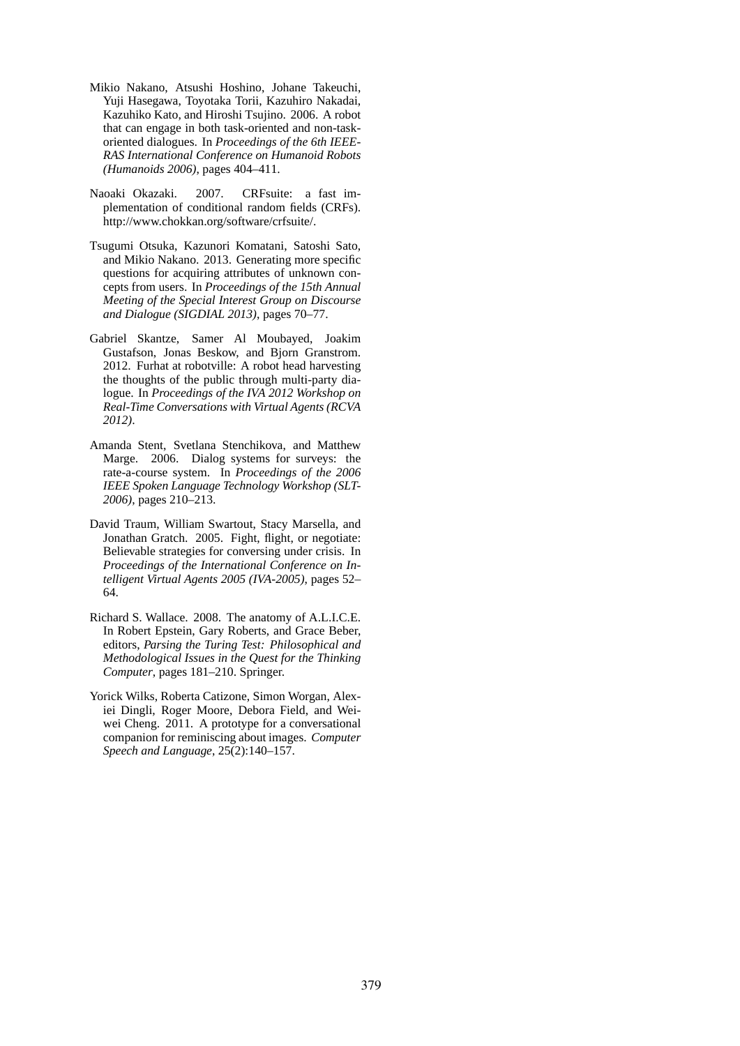Mikio Nakano, Atsushi Hoshino, Johane Takeuchi, Yuji Hasegawa, Toyotaka Torii, Kazuhiro Nakadai, Kazuhiko Kato, and Hiroshi Tsujino. 2006. A robot that can engage in both task-oriented and non-task-oriented dialogues. In *Proceedings of the 6th IEEE-RAS International Conference on Humanoid Robots (Humanoids 2006)*, pages 404–411.

Naoaki Okazaki. 2007. CRFsuite: a fast implementation of conditional random fields (CRFs). http://www.chokkan.org/software/crfsuite/.

Tsugumi Otsuka, Kazunori Komatani, Satoshi Sato, and Mikio Nakano. 2013. Generating more specific questions for acquiring attributes of unknown concepts from users. In *Proceedings of the 15th Annual Meeting of the Special Interest Group on Discourse and Dialogue (SIGDIAL 2013)*, pages 70–77.

Gabriel Skantze, Samer Al Moubayed, Joakim Gustafson, Jonas Beskow, and Bjorn Granstrom. 2012. Furhat at robotville: A robot head harvesting the thoughts of the public through multi-party dialogue. In *Proceedings of the IVA 2012 Workshop on Real-Time Conversations with Virtual Agents (RCVA 2012)*.

Amanda Stent, Svetlana Stenchikova, and Matthew Marge. 2006. Dialog systems for surveys: the rate-a-course system. In *Proceedings of the 2006 IEEE Spoken Language Technology Workshop (SLT-2006)*, pages 210–213.

David Traum, William Swartout, Stacy Marsella, and Jonathan Gratch. 2005. Fight, flight, or negotiate: Believable strategies for conversing under crisis. In *Proceedings of the International Conference on Intelligent Virtual Agents 2005 (IVA-2005)*, pages 52–64.

Richard S. Wallace. 2008. The anatomy of A.L.I.C.E. In Robert Epstein, Gary Roberts, and Grace Beber, editors, *Parsing the Turing Test: Philosophical and Methodological Issues in the Quest for the Thinking Computer*, pages 181–210. Springer.

Yorick Wilks, Roberta Catizone, Simon Worgan, Alexiei Dingli, Roger Moore, Debora Field, and Weiwei Cheng. 2011. A prototype for a conversational companion for reminiscing about images. *Computer Speech and Language*, 25(2):140–157.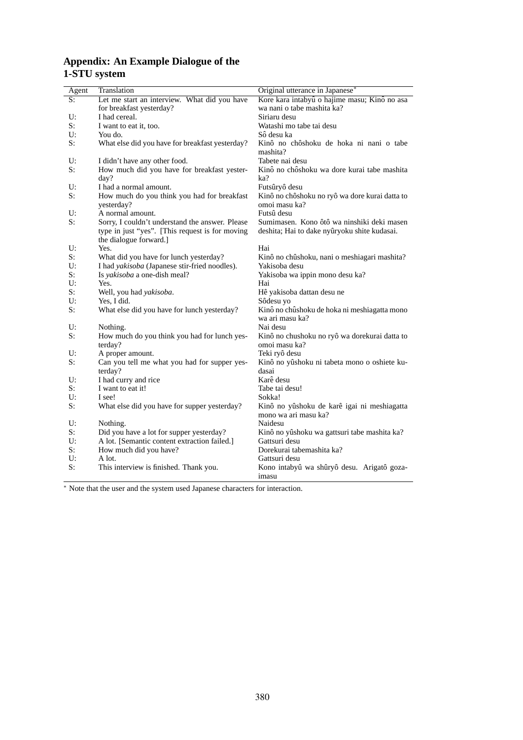## Appendix: An Example Dialogue of the 1-STU system

| Agent | Translation | Original utterance in Japanese* |
|---|---|---|
| S: | Let me start an interview. What did you have for breakfast yesterday? | Kore kara intabyû o hajime masu; Kinô no asa wa nani o tabe mashita ka? |
| U: | I had cereal. | Siriaru desu |
| S: | I want to eat it, too. | Watashi mo tabe tai desu |
| U: | You do. | Sô desu ka |
| S: | What else did you have for breakfast yesterday? | Kinô no chôshoku de hoka ni nani o tabe mashita? |
| U: | I didn't have any other food. | Tabete nai desu |
| S: | How much did you have for breakfast yesterday? | Kinô no chôshoku wa dore kurai tabe mashita ka? |
| U: | I had a normal amount. | Futsûryô desu |
| S: | How much do you think you had for breakfast yesterday? | Kinô no chôshoku no ryô wa dore kurai datta to omoi masu ka? |
| U: | A normal amount. | Futsû desu |
| S: | Sorry, I couldn't understand the answer. Please type in just "yes". [This request is for moving the dialogue forward.] | Sumimasen. Kono ôtô wa ninshiki deki masen deshita; Hai to dake nyûryoku shite kudasai. |
| U: | Yes. | Hai |
| S: | What did you have for lunch yesterday? | Kinô no chûshoku, nani o meshiagari mashita? |
| U: | I had *yakisoba* (Japanese stir-fried noodles). | Yakisoba desu |
| S: | Is *yakisoba* a one-dish meal? | Yakisoba wa ippin mono desu ka? |
| U: | Yes. | Hai |
| S: | Well, you had *yakisoba*. | Hê yakisoba dattan desu ne |
| U: | Yes, I did. | Sôdesu yo |
| S: | What else did you have for lunch yesterday? | Kinô no chûshoku de hoka ni meshiagatta mono wa ari masu ka? |
| U: | Nothing. | Nai desu |
| S: | How much do you think you had for lunch yesterday? | Kinô no chushoku no ryô wa dorekurai datta to omoi masu ka? |
| U: | A proper amount. | Teki ryô desu |
| S: | Can you tell me what you had for supper yesterday? | Kinô no yûshoku ni tabeta mono o oshiete kudasai |
| U: | I had curry and rice | Karê desu |
| S: | I want to eat it! | Tabe tai desu! |
| U: | I see! | Sokka! |
| S: | What else did you have for supper yesterday? | Kinô no yûshoku de karê igai ni meshiagatta mono wa ari masu ka? |
| U: | Nothing. | Naidesu |
| S: | Did you have a lot for supper yesterday? | Kinô no yûshoku wa gattsuri tabe mashita ka? |
| U: | A lot. [Semantic content extraction failed.] | Gattsuri desu |
| S: | How much did you have? | Dorekurai tabemashita ka? |
| U: | A lot. | Gattsuri desu |
| S: | This interview is finished. Thank you. | Kono intabyû wa shûryô desu. Arigatô gozaimasu |

* Note that the user and the system used Japanese characters for interaction.